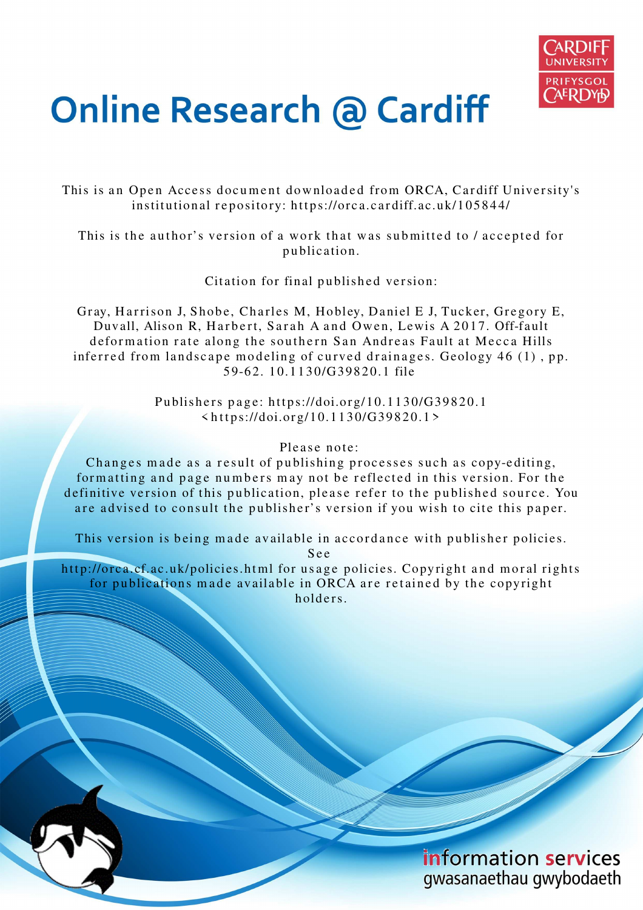# Online Research @ Cardiff

This is an Open Access document downloaded from ORCA, Cardiff University's institutional repository: https://orca.cardiff.ac.uk/105844/

This is the author's version of a work that was submitted to / accepted for publication.

Citation for final published version:

Gray, Harrison J, Shobe, Charles M, Hobley, Daniel E J, Tucker, Gregory E, Duvall, Alison R, Harbert, Sarah A and Owen, Lewis A 2017. Off-fault deformation rate along the southern San Andreas Fault at Mecca Hills inferred from landscape modeling of curved drainages. Geology 46 (1) , pp. 59-62. 10.1130/G39820.1 file

Publishers page: https://doi.org/10.1130/G39820.1 <https://doi.org/10.1130/G39820.1>

Please note:
Changes made as a result of publishing processes such as copy-editing, formatting and page numbers may not be reflected in this version. For the definitive version of this publication, please refer to the published source. You are advised to consult the publisher's version if you wish to cite this paper.

This version is being made available in accordance with publisher policies. See http://orca.cf.ac.uk/policies.html for usage policies. Copyright and moral rights for publications made available in ORCA are retained by the copyright holders.

information services
gwasanaethau gwybodaeth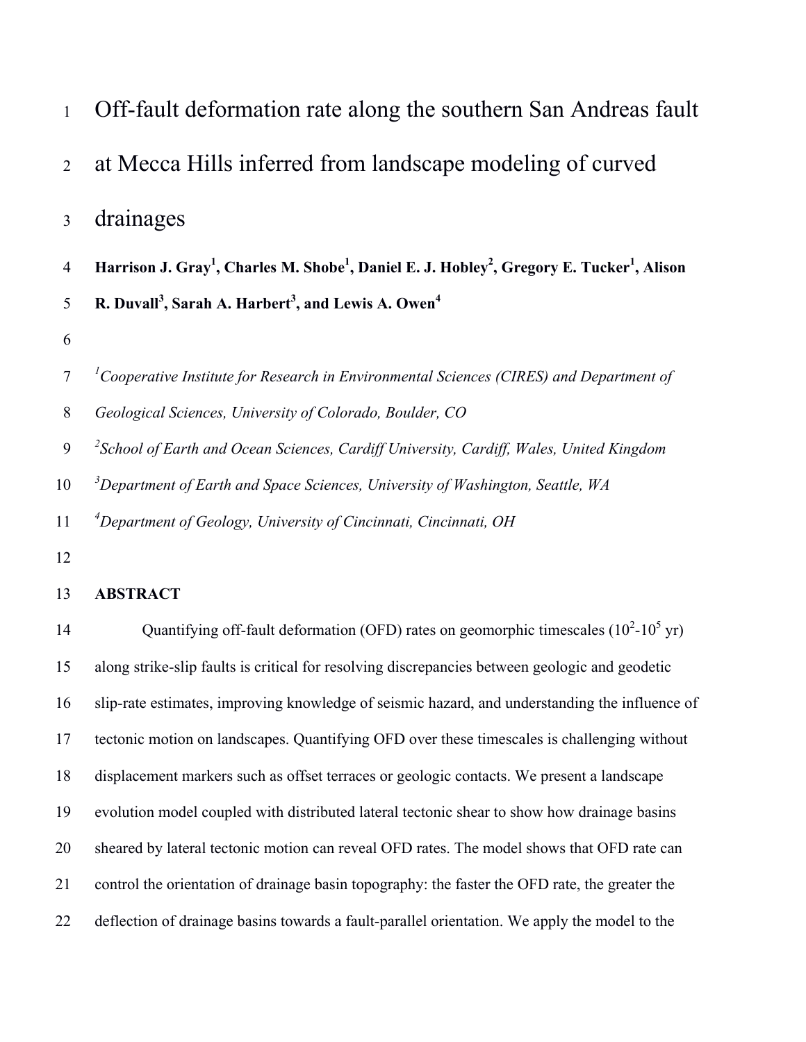# Off-fault deformation rate along the southern San Andreas fault at Mecca Hills inferred from landscape modeling of curved drainages

**Harrison J. Gray[1], Charles M. Shobe[1], Daniel E. J. Hobley[2], Gregory E. Tucker[1], Alison R. Duvall[3], Sarah A. Harbert[3], and Lewis A. Owen[4]**

[1]*Cooperative Institute for Research in Environmental Sciences (CIRES) and Department of Geological Sciences, University of Colorado, Boulder, CO*

[2]*School of Earth and Ocean Sciences, Cardiff University, Cardiff, Wales, United Kingdom*

[3]*Department of Earth and Space Sciences, University of Washington, Seattle, WA*

[4]*Department of Geology, University of Cincinnati, Cincinnati, OH*

## ABSTRACT

Quantifying off-fault deformation (OFD) rates on geomorphic timescales ($10^2$-$10^5$ yr) along strike-slip faults is critical for resolving discrepancies between geologic and geodetic slip-rate estimates, improving knowledge of seismic hazard, and understanding the influence of tectonic motion on landscapes. Quantifying OFD over these timescales is challenging without displacement markers such as offset terraces or geologic contacts. We present a landscape evolution model coupled with distributed lateral tectonic shear to show how drainage basins sheared by lateral tectonic motion can reveal OFD rates. The model shows that OFD rate can control the orientation of drainage basin topography: the faster the OFD rate, the greater the deflection of drainage basins towards a fault-parallel orientation. We apply the model to the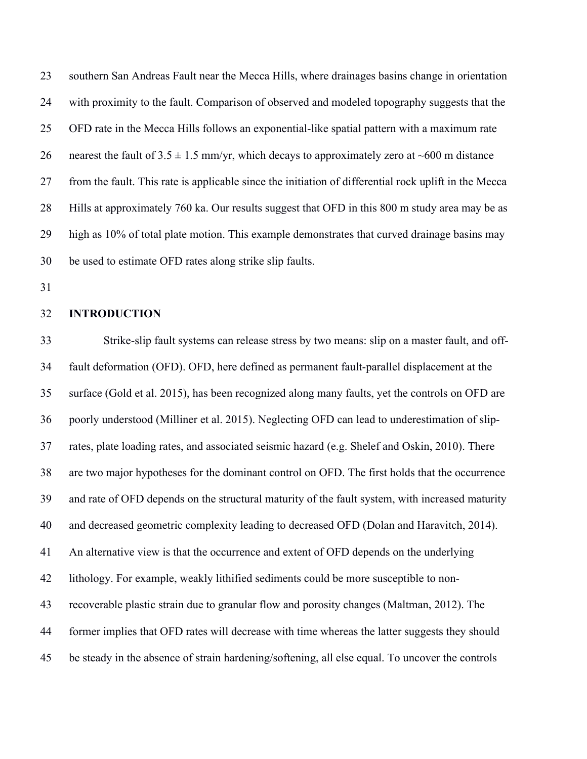southern San Andreas Fault near the Mecca Hills, where drainages basins change in orientation with proximity to the fault. Comparison of observed and modeled topography suggests that the OFD rate in the Mecca Hills follows an exponential-like spatial pattern with a maximum rate nearest the fault of $3.5 \pm 1.5$ mm/yr, which decays to approximately zero at ~600 m distance from the fault. This rate is applicable since the initiation of differential rock uplift in the Mecca Hills at approximately 760 ka. Our results suggest that OFD in this 800 m study area may be as high as 10% of total plate motion. This example demonstrates that curved drainage basins may be used to estimate OFD rates along strike slip faults.

## INTRODUCTION

Strike-slip fault systems can release stress by two means: slip on a master fault, and off-fault deformation (OFD). OFD, here defined as permanent fault-parallel displacement at the surface (Gold et al. 2015), has been recognized along many faults, yet the controls on OFD are poorly understood (Milliner et al. 2015). Neglecting OFD can lead to underestimation of slip-rates, plate loading rates, and associated seismic hazard (e.g. Shelef and Oskin, 2010). There are two major hypotheses for the dominant control on OFD. The first holds that the occurrence and rate of OFD depends on the structural maturity of the fault system, with increased maturity and decreased geometric complexity leading to decreased OFD (Dolan and Haravitch, 2014). An alternative view is that the occurrence and extent of OFD depends on the underlying lithology. For example, weakly lithified sediments could be more susceptible to non-recoverable plastic strain due to granular flow and porosity changes (Maltman, 2012). The former implies that OFD rates will decrease with time whereas the latter suggests they should be steady in the absence of strain hardening/softening, all else equal. To uncover the controls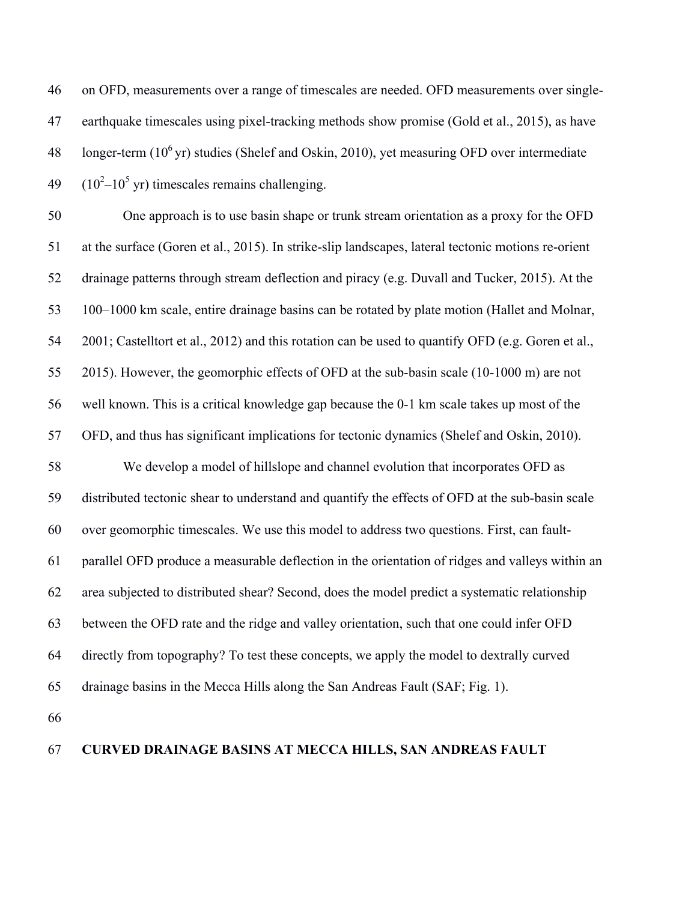on OFD, measurements over a range of timescales are needed. OFD measurements over single-earthquake timescales using pixel-tracking methods show promise (Gold et al., 2015), as have longer-term ($10^6$ yr) studies (Shelef and Oskin, 2010), yet measuring OFD over intermediate ($10^2$–$10^5$ yr) timescales remains challenging.

One approach is to use basin shape or trunk stream orientation as a proxy for the OFD at the surface (Goren et al., 2015). In strike-slip landscapes, lateral tectonic motions re-orient drainage patterns through stream deflection and piracy (e.g. Duvall and Tucker, 2015). At the 100–1000 km scale, entire drainage basins can be rotated by plate motion (Hallet and Molnar, 2001; Castelltort et al., 2012) and this rotation can be used to quantify OFD (e.g. Goren et al., 2015). However, the geomorphic effects of OFD at the sub-basin scale (10-1000 m) are not well known. This is a critical knowledge gap because the 0-1 km scale takes up most of the OFD, and thus has significant implications for tectonic dynamics (Shelef and Oskin, 2010).

We develop a model of hillslope and channel evolution that incorporates OFD as distributed tectonic shear to understand and quantify the effects of OFD at the sub-basin scale over geomorphic timescales. We use this model to address two questions. First, can fault-parallel OFD produce a measurable deflection in the orientation of ridges and valleys within an area subjected to distributed shear? Second, does the model predict a systematic relationship between the OFD rate and the ridge and valley orientation, such that one could infer OFD directly from topography? To test these concepts, we apply the model to dextrally curved drainage basins in the Mecca Hills along the San Andreas Fault (SAF; Fig. 1).

## CURVED DRAINAGE BASINS AT MECCA HILLS, SAN ANDREAS FAULT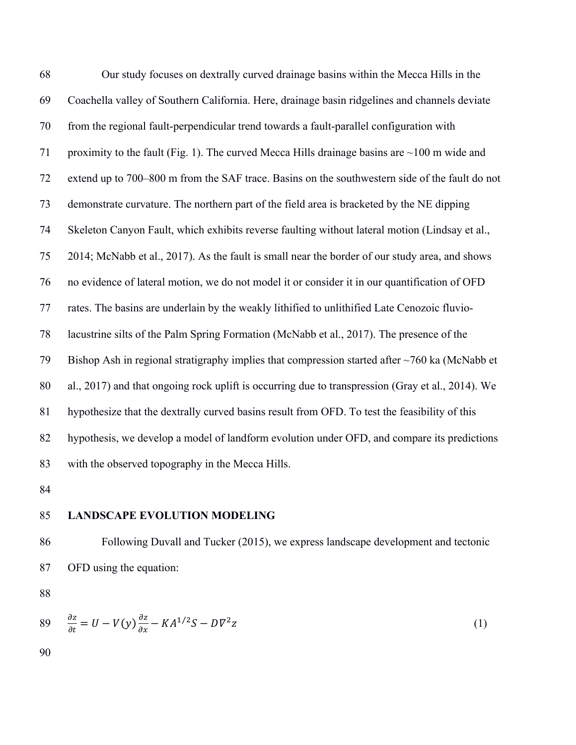Our study focuses on dextrally curved drainage basins within the Mecca Hills in the Coachella valley of Southern California. Here, drainage basin ridgelines and channels deviate from the regional fault-perpendicular trend towards a fault-parallel configuration with proximity to the fault (Fig. 1). The curved Mecca Hills drainage basins are ~100 m wide and extend up to 700–800 m from the SAF trace. Basins on the southwestern side of the fault do not demonstrate curvature. The northern part of the field area is bracketed by the NE dipping Skeleton Canyon Fault, which exhibits reverse faulting without lateral motion (Lindsay et al., 2014; McNabb et al., 2017). As the fault is small near the border of our study area, and shows no evidence of lateral motion, we do not model it or consider it in our quantification of OFD rates. The basins are underlain by the weakly lithified to unlithified Late Cenozoic fluvio-lacustrine silts of the Palm Spring Formation (McNabb et al., 2017). The presence of the Bishop Ash in regional stratigraphy implies that compression started after ~760 ka (McNabb et al., 2017) and that ongoing rock uplift is occurring due to transpression (Gray et al., 2014). We hypothesize that the dextrally curved basins result from OFD. To test the feasibility of this hypothesis, we develop a model of landform evolution under OFD, and compare its predictions with the observed topography in the Mecca Hills.

## LANDSCAPE EVOLUTION MODELING

Following Duvall and Tucker (2015), we express landscape development and tectonic OFD using the equation:

$$\frac{\partial z}{\partial t} = U - V(y)\frac{\partial z}{\partial x} - KA^{1/2}S - D\nabla^2 z \qquad (1)$$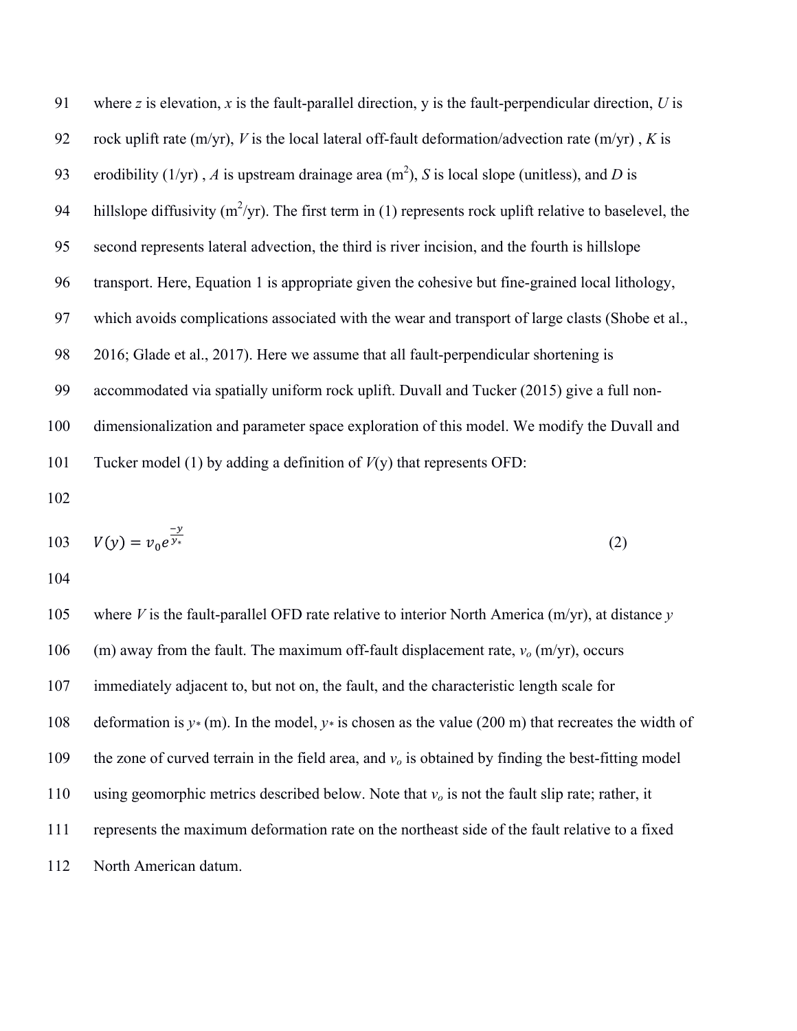where $z$ is elevation, $x$ is the fault-parallel direction, y is the fault-perpendicular direction, $U$ is rock uplift rate (m/yr), $V$ is the local lateral off-fault deformation/advection rate (m/yr) , $K$ is erodibility (1/yr) , $A$ is upstream drainage area ($m^2$), $S$ is local slope (unitless), and $D$ is hillslope diffusivity ($m^2$/yr). The first term in (1) represents rock uplift relative to baselevel, the second represents lateral advection, the third is river incision, and the fourth is hillslope transport. Here, Equation 1 is appropriate given the cohesive but fine-grained local lithology, which avoids complications associated with the wear and transport of large clasts (Shobe et al., 2016; Glade et al., 2017). Here we assume that all fault-perpendicular shortening is accommodated via spatially uniform rock uplift. Duvall and Tucker (2015) give a full non-dimensionalization and parameter space exploration of this model. We modify the Duvall and Tucker model (1) by adding a definition of $V$(y) that represents OFD:

$$V(y) = v_0 e^{\frac{-y}{y_*}} \tag{2}$$

where $V$ is the fault-parallel OFD rate relative to interior North America (m/yr), at distance $y$ (m) away from the fault. The maximum off-fault displacement rate, $v_o$ (m/yr), occurs immediately adjacent to, but not on, the fault, and the characteristic length scale for deformation is $y_*$ (m). In the model, $y_*$ is chosen as the value (200 m) that recreates the width of the zone of curved terrain in the field area, and $v_o$ is obtained by finding the best-fitting model using geomorphic metrics described below. Note that $v_o$ is not the fault slip rate; rather, it represents the maximum deformation rate on the northeast side of the fault relative to a fixed North American datum.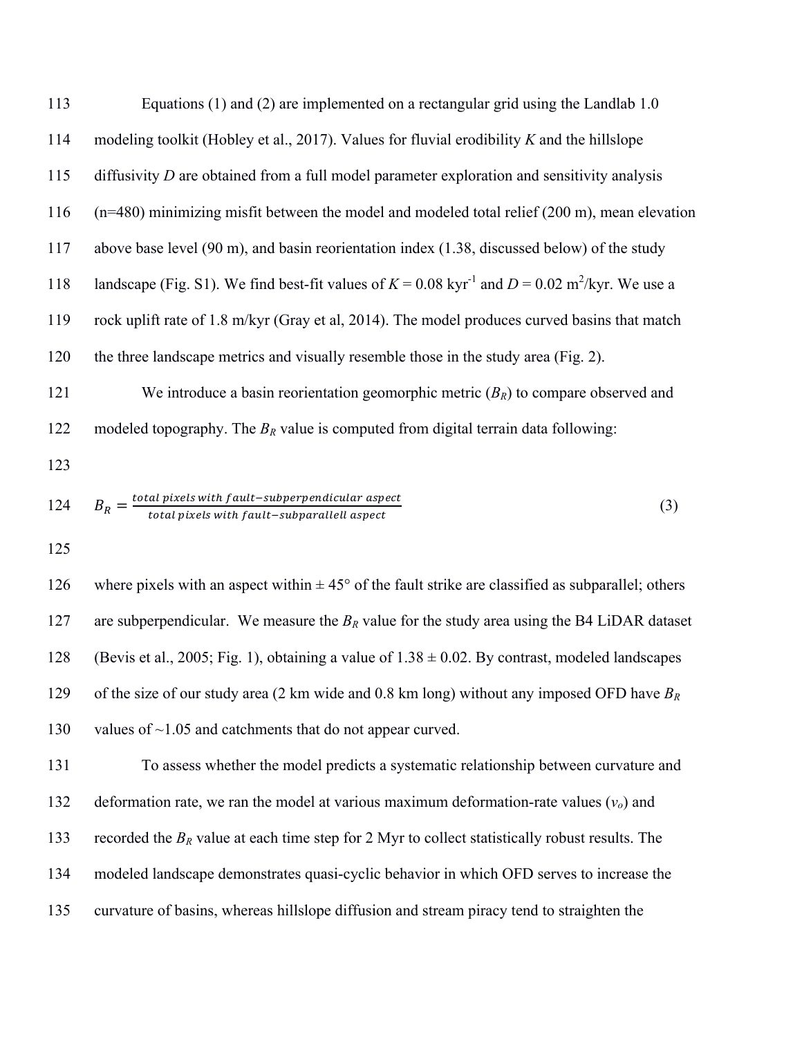Equations (1) and (2) are implemented on a rectangular grid using the Landlab 1.0 modeling toolkit (Hobley et al., 2017). Values for fluvial erodibility $K$ and the hillslope diffusivity $D$ are obtained from a full model parameter exploration and sensitivity analysis (n=480) minimizing misfit between the model and modeled total relief (200 m), mean elevation above base level (90 m), and basin reorientation index (1.38, discussed below) of the study landscape (Fig. S1). We find best-fit values of $K = 0.08$ kyr$^{-1}$ and $D = 0.02$ m$^2$/kyr. We use a rock uplift rate of 1.8 m/kyr (Gray et al, 2014). The model produces curved basins that match the three landscape metrics and visually resemble those in the study area (Fig. 2).

We introduce a basin reorientation geomorphic metric ($B_R$) to compare observed and modeled topography. The $B_R$ value is computed from digital terrain data following:

$$B_R = \frac{total\ pixels\ with\ fault\text{-}subperpendicular\ aspect}{total\ pixels\ with\ fault\text{-}subparallell\ aspect} \tag{3}$$

where pixels with an aspect within ± 45° of the fault strike are classified as subparallel; others are subperpendicular. We measure the $B_R$ value for the study area using the B4 LiDAR dataset (Bevis et al., 2005; Fig. 1), obtaining a value of $1.38 \pm 0.02$. By contrast, modeled landscapes of the size of our study area (2 km wide and 0.8 km long) without any imposed OFD have $B_R$ values of ~1.05 and catchments that do not appear curved.

To assess whether the model predicts a systematic relationship between curvature and deformation rate, we ran the model at various maximum deformation-rate values ($v_o$) and recorded the $B_R$ value at each time step for 2 Myr to collect statistically robust results. The modeled landscape demonstrates quasi-cyclic behavior in which OFD serves to increase the curvature of basins, whereas hillslope diffusion and stream piracy tend to straighten the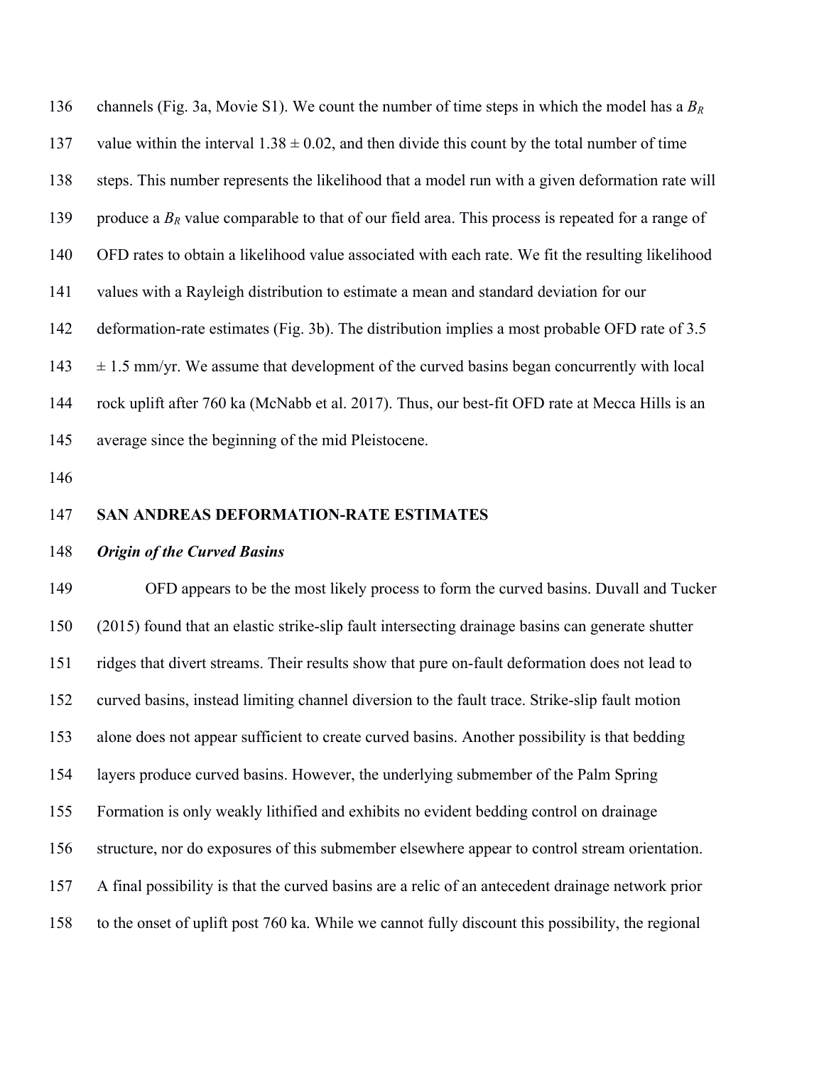channels (Fig. 3a, Movie S1). We count the number of time steps in which the model has a $B_R$ value within the interval $1.38 \pm 0.02$, and then divide this count by the total number of time steps. This number represents the likelihood that a model run with a given deformation rate will produce a $B_R$ value comparable to that of our field area. This process is repeated for a range of OFD rates to obtain a likelihood value associated with each rate. We fit the resulting likelihood values with a Rayleigh distribution to estimate a mean and standard deviation for our deformation-rate estimates (Fig. 3b). The distribution implies a most probable OFD rate of 3.5 $\pm$ 1.5 mm/yr. We assume that development of the curved basins began concurrently with local rock uplift after 760 ka (McNabb et al. 2017). Thus, our best-fit OFD rate at Mecca Hills is an average since the beginning of the mid Pleistocene.

## SAN ANDREAS DEFORMATION-RATE ESTIMATES

### *Origin of the Curved Basins*

OFD appears to be the most likely process to form the curved basins. Duvall and Tucker (2015) found that an elastic strike-slip fault intersecting drainage basins can generate shutter ridges that divert streams. Their results show that pure on-fault deformation does not lead to curved basins, instead limiting channel diversion to the fault trace. Strike-slip fault motion alone does not appear sufficient to create curved basins. Another possibility is that bedding layers produce curved basins. However, the underlying submember of the Palm Spring Formation is only weakly lithified and exhibits no evident bedding control on drainage structure, nor do exposures of this submember elsewhere appear to control stream orientation. A final possibility is that the curved basins are a relic of an antecedent drainage network prior to the onset of uplift post 760 ka. While we cannot fully discount this possibility, the regional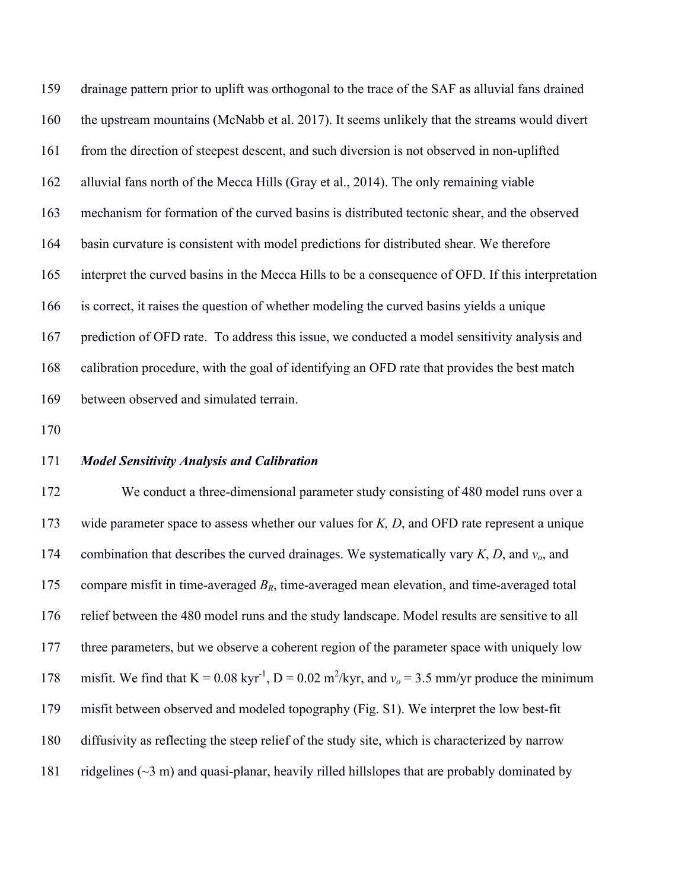drainage pattern prior to uplift was orthogonal to the trace of the SAF as alluvial fans drained the upstream mountains (McNabb et al. 2017). It seems unlikely that the streams would divert from the direction of steepest descent, and such diversion is not observed in non-uplifted alluvial fans north of the Mecca Hills (Gray et al., 2014). The only remaining viable mechanism for formation of the curved basins is distributed tectonic shear, and the observed basin curvature is consistent with model predictions for distributed shear. We therefore interpret the curved basins in the Mecca Hills to be a consequence of OFD. If this interpretation is correct, it raises the question of whether modeling the curved basins yields a unique prediction of OFD rate. To address this issue, we conducted a model sensitivity analysis and calibration procedure, with the goal of identifying an OFD rate that provides the best match between observed and simulated terrain.

### *Model Sensitivity Analysis and Calibration*

We conduct a three-dimensional parameter study consisting of 480 model runs over a wide parameter space to assess whether our values for $K$, $D$, and OFD rate represent a unique combination that describes the curved drainages. We systematically vary $K$, $D$, and $v_o$, and compare misfit in time-averaged $B_R$, time-averaged mean elevation, and time-averaged total relief between the 480 model runs and the study landscape. Model results are sensitive to all three parameters, but we observe a coherent region of the parameter space with uniquely low misfit. We find that K = 0.08 kyr$^{-1}$, D = 0.02 m$^2$/kyr, and $v_o$ = 3.5 mm/yr produce the minimum misfit between observed and modeled topography (Fig. S1). We interpret the low best-fit diffusivity as reflecting the steep relief of the study site, which is characterized by narrow ridgelines (~3 m) and quasi-planar, heavily rilled hillslopes that are probably dominated by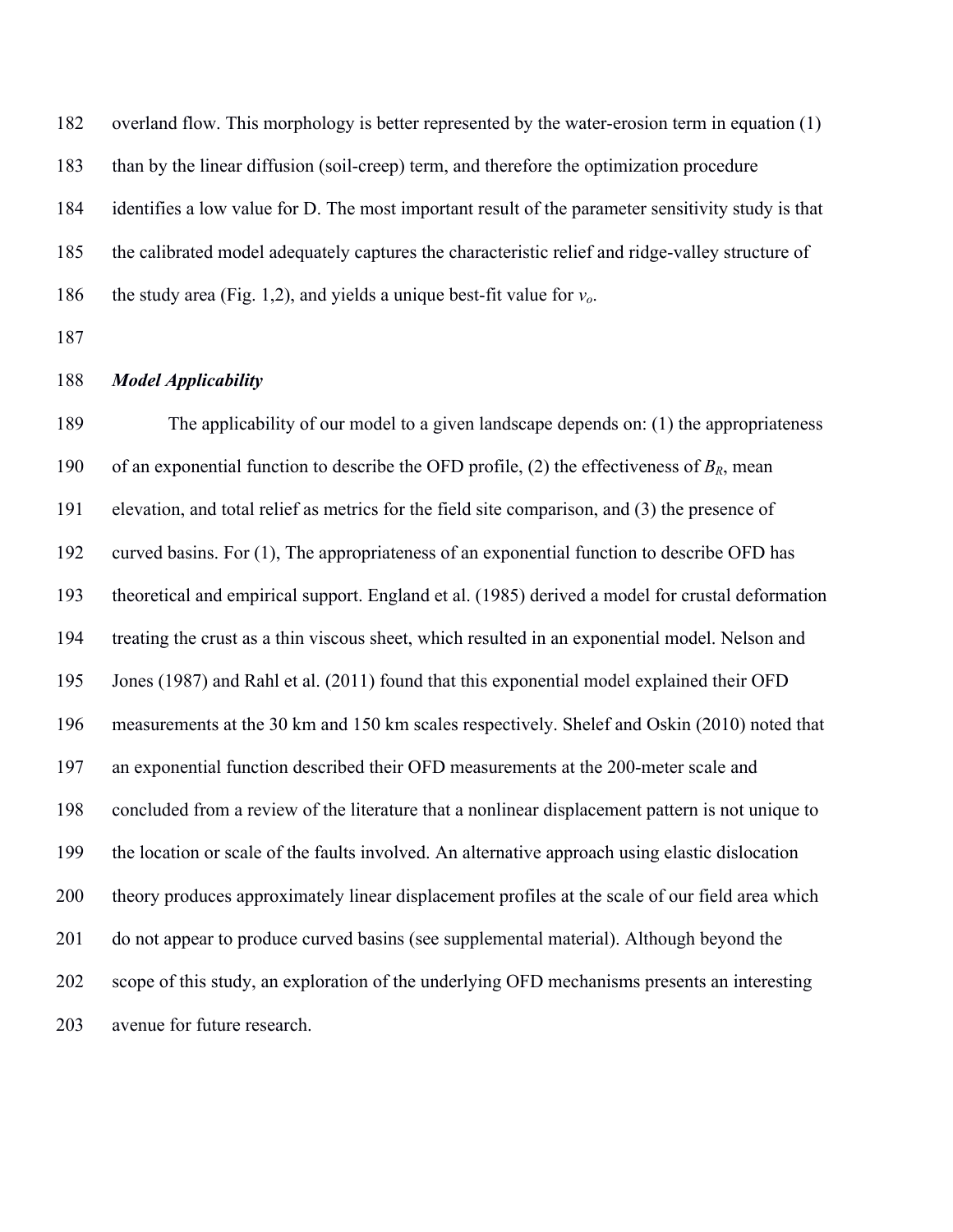overland flow. This morphology is better represented by the water-erosion term in equation (1) than by the linear diffusion (soil-creep) term, and therefore the optimization procedure identifies a low value for D. The most important result of the parameter sensitivity study is that the calibrated model adequately captures the characteristic relief and ridge-valley structure of the study area (Fig. 1,2), and yields a unique best-fit value for $v_o$.

### *Model Applicability*

The applicability of our model to a given landscape depends on: (1) the appropriateness of an exponential function to describe the OFD profile, (2) the effectiveness of $B_R$, mean elevation, and total relief as metrics for the field site comparison, and (3) the presence of curved basins. For (1), The appropriateness of an exponential function to describe OFD has theoretical and empirical support. England et al. (1985) derived a model for crustal deformation treating the crust as a thin viscous sheet, which resulted in an exponential model. Nelson and Jones (1987) and Rahl et al. (2011) found that this exponential model explained their OFD measurements at the 30 km and 150 km scales respectively. Shelef and Oskin (2010) noted that an exponential function described their OFD measurements at the 200-meter scale and concluded from a review of the literature that a nonlinear displacement pattern is not unique to the location or scale of the faults involved. An alternative approach using elastic dislocation theory produces approximately linear displacement profiles at the scale of our field area which do not appear to produce curved basins (see supplemental material). Although beyond the scope of this study, an exploration of the underlying OFD mechanisms presents an interesting avenue for future research.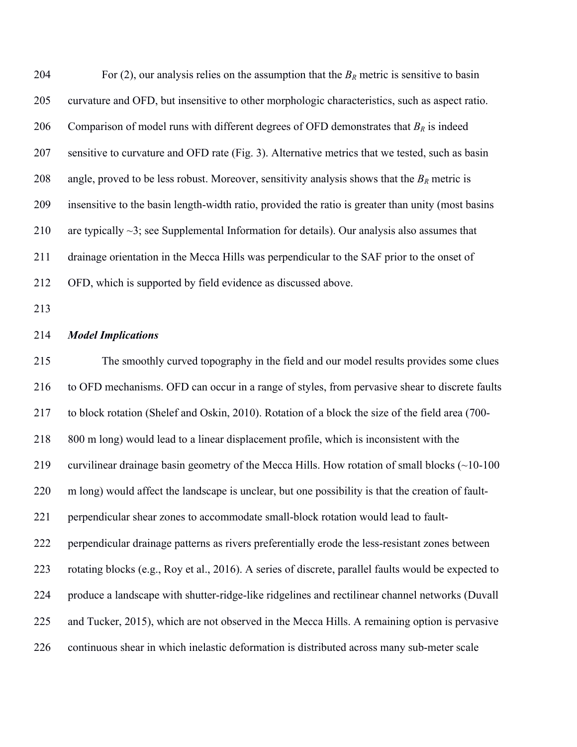For (2), our analysis relies on the assumption that the $B_R$ metric is sensitive to basin curvature and OFD, but insensitive to other morphologic characteristics, such as aspect ratio. Comparison of model runs with different degrees of OFD demonstrates that $B_R$ is indeed sensitive to curvature and OFD rate (Fig. 3). Alternative metrics that we tested, such as basin angle, proved to be less robust. Moreover, sensitivity analysis shows that the $B_R$ metric is insensitive to the basin length-width ratio, provided the ratio is greater than unity (most basins are typically ~3; see Supplemental Information for details). Our analysis also assumes that drainage orientation in the Mecca Hills was perpendicular to the SAF prior to the onset of OFD, which is supported by field evidence as discussed above.

***Model Implications***

The smoothly curved topography in the field and our model results provides some clues to OFD mechanisms. OFD can occur in a range of styles, from pervasive shear to discrete faults to block rotation (Shelef and Oskin, 2010). Rotation of a block the size of the field area (700-800 m long) would lead to a linear displacement profile, which is inconsistent with the curvilinear drainage basin geometry of the Mecca Hills. How rotation of small blocks (~10-100 m long) would affect the landscape is unclear, but one possibility is that the creation of fault-perpendicular shear zones to accommodate small-block rotation would lead to fault-perpendicular drainage patterns as rivers preferentially erode the less-resistant zones between rotating blocks (e.g., Roy et al., 2016). A series of discrete, parallel faults would be expected to produce a landscape with shutter-ridge-like ridgelines and rectilinear channel networks (Duvall and Tucker, 2015), which are not observed in the Mecca Hills. A remaining option is pervasive continuous shear in which inelastic deformation is distributed across many sub-meter scale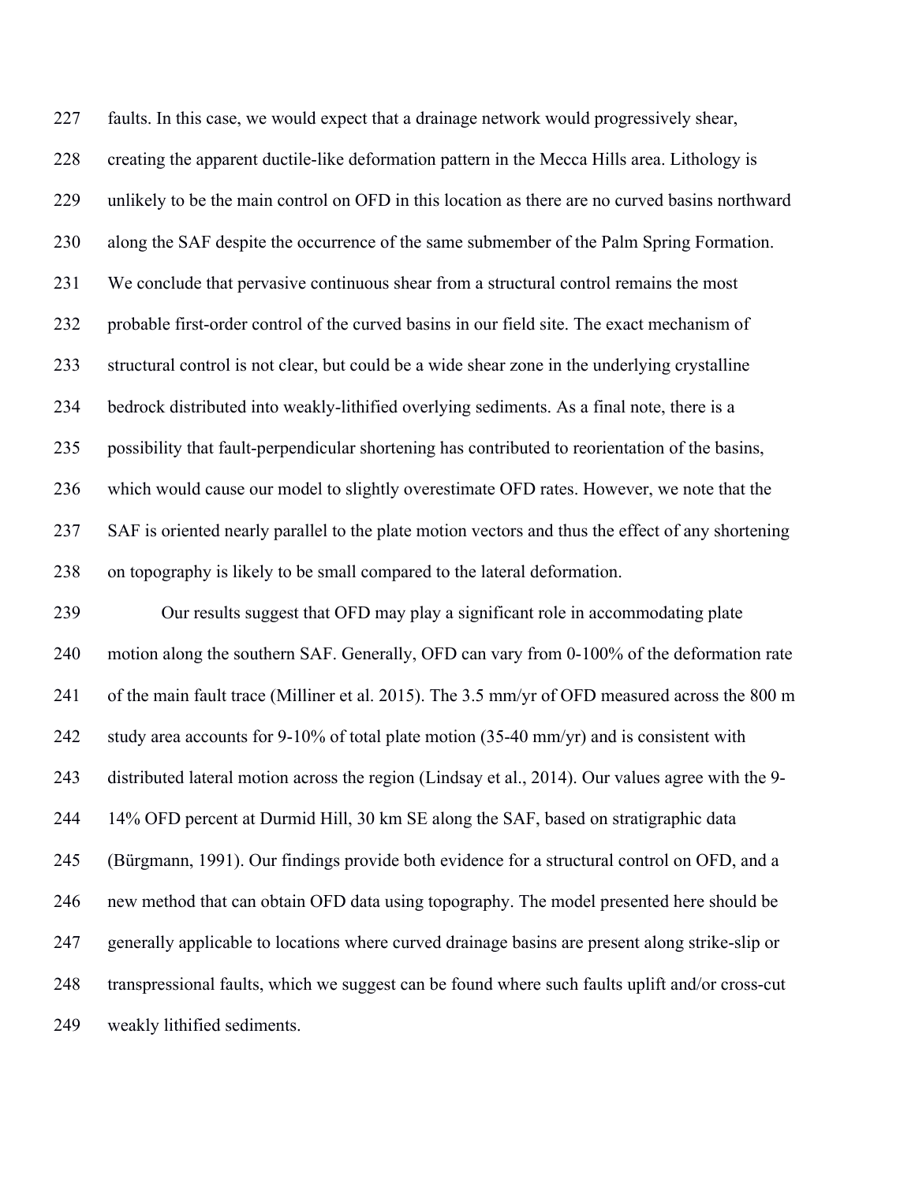faults. In this case, we would expect that a drainage network would progressively shear, creating the apparent ductile-like deformation pattern in the Mecca Hills area. Lithology is unlikely to be the main control on OFD in this location as there are no curved basins northward along the SAF despite the occurrence of the same submember of the Palm Spring Formation. We conclude that pervasive continuous shear from a structural control remains the most probable first-order control of the curved basins in our field site. The exact mechanism of structural control is not clear, but could be a wide shear zone in the underlying crystalline bedrock distributed into weakly-lithified overlying sediments. As a final note, there is a possibility that fault-perpendicular shortening has contributed to reorientation of the basins, which would cause our model to slightly overestimate OFD rates. However, we note that the SAF is oriented nearly parallel to the plate motion vectors and thus the effect of any shortening on topography is likely to be small compared to the lateral deformation.

Our results suggest that OFD may play a significant role in accommodating plate motion along the southern SAF. Generally, OFD can vary from 0-100% of the deformation rate of the main fault trace (Milliner et al. 2015). The 3.5 mm/yr of OFD measured across the 800 m study area accounts for 9-10% of total plate motion (35-40 mm/yr) and is consistent with distributed lateral motion across the region (Lindsay et al., 2014). Our values agree with the 9-14% OFD percent at Durmid Hill, 30 km SE along the SAF, based on stratigraphic data (Bürgmann, 1991). Our findings provide both evidence for a structural control on OFD, and a new method that can obtain OFD data using topography. The model presented here should be generally applicable to locations where curved drainage basins are present along strike-slip or transpressional faults, which we suggest can be found where such faults uplift and/or cross-cut weakly lithified sediments.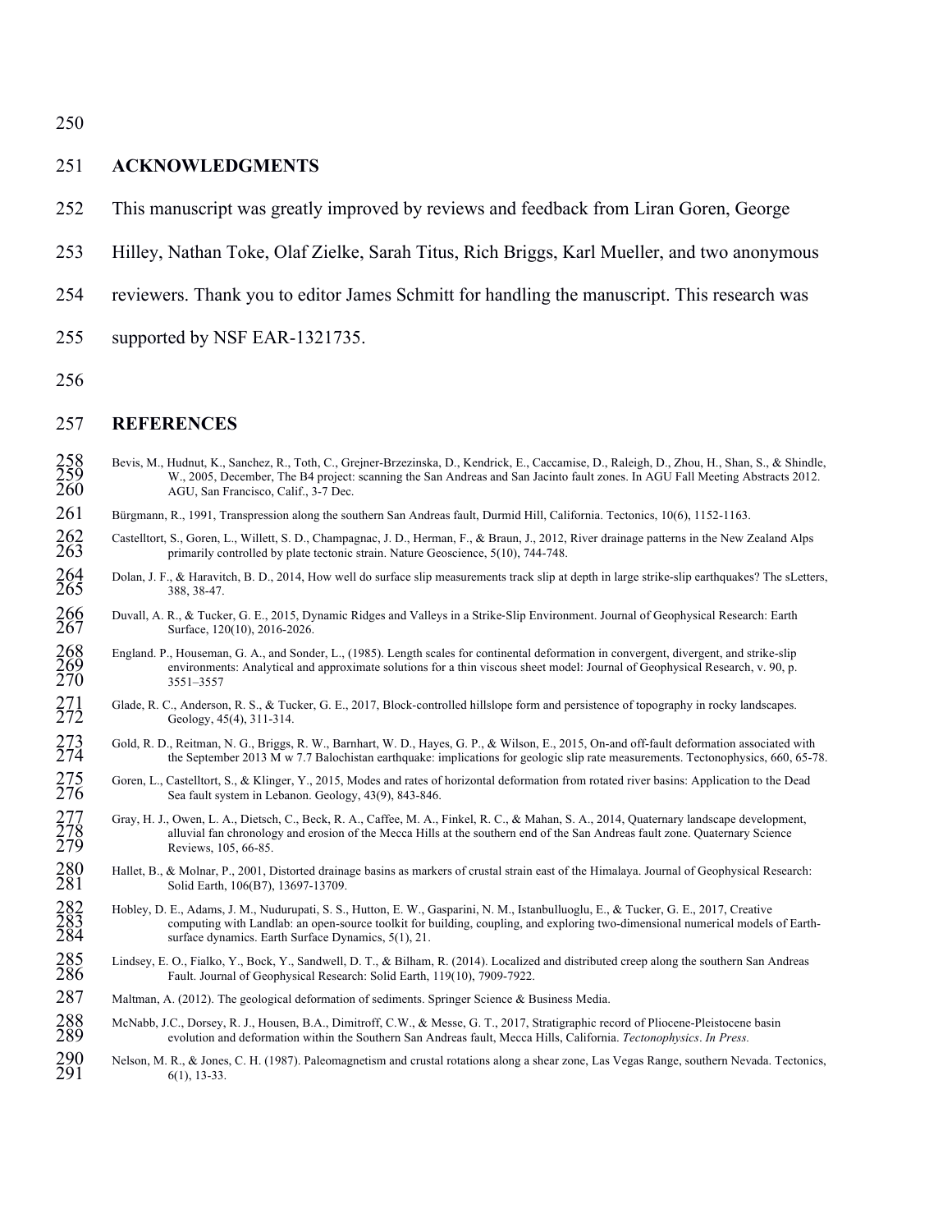## ACKNOWLEDGMENTS

This manuscript was greatly improved by reviews and feedback from Liran Goren, George Hilley, Nathan Toke, Olaf Zielke, Sarah Titus, Rich Briggs, Karl Mueller, and two anonymous reviewers. Thank you to editor James Schmitt for handling the manuscript. This research was supported by NSF EAR-1321735.

## REFERENCES

Bevis, M., Hudnut, K., Sanchez, R., Toth, C., Grejner-Brzezinska, D., Kendrick, E., Caccamise, D., Raleigh, D., Zhou, H., Shan, S., & Shindle, W., 2005, December, The B4 project: scanning the San Andreas and San Jacinto fault zones. In AGU Fall Meeting Abstracts 2012. AGU, San Francisco, Calif., 3-7 Dec.

Bürgmann, R., 1991, Transpression along the southern San Andreas fault, Durmid Hill, California. Tectonics, 10(6), 1152-1163.

Castelltort, S., Goren, L., Willett, S. D., Champagnac, J. D., Herman, F., & Braun, J., 2012, River drainage patterns in the New Zealand Alps primarily controlled by plate tectonic strain. Nature Geoscience, 5(10), 744-748.

Dolan, J. F., & Haravitch, B. D., 2014, How well do surface slip measurements track slip at depth in large strike-slip earthquakes? The sLetters, 388, 38-47.

Duvall, A. R., & Tucker, G. E., 2015, Dynamic Ridges and Valleys in a Strike-Slip Environment. Journal of Geophysical Research: Earth Surface, 120(10), 2016-2026.

England. P., Houseman, G. A., and Sonder, L., (1985). Length scales for continental deformation in convergent, divergent, and strike-slip environments: Analytical and approximate solutions for a thin viscous sheet model: Journal of Geophysical Research, v. 90, p. 3551–3557

Glade, R. C., Anderson, R. S., & Tucker, G. E., 2017, Block-controlled hillslope form and persistence of topography in rocky landscapes. Geology, 45(4), 311-314.

Gold, R. D., Reitman, N. G., Briggs, R. W., Barnhart, W. D., Hayes, G. P., & Wilson, E., 2015, On-and off-fault deformation associated with the September 2013 M w 7.7 Balochistan earthquake: implications for geologic slip rate measurements. Tectonophysics, 660, 65-78.

Goren, L., Castelltort, S., & Klinger, Y., 2015, Modes and rates of horizontal deformation from rotated river basins: Application to the Dead Sea fault system in Lebanon. Geology, 43(9), 843-846.

Gray, H. J., Owen, L. A., Dietsch, C., Beck, R. A., Caffee, M. A., Finkel, R. C., & Mahan, S. A., 2014, Quaternary landscape development, alluvial fan chronology and erosion of the Mecca Hills at the southern end of the San Andreas fault zone. Quaternary Science Reviews, 105, 66-85.

Hallet, B., & Molnar, P., 2001, Distorted drainage basins as markers of crustal strain east of the Himalaya. Journal of Geophysical Research: Solid Earth, 106(B7), 13697-13709.

Hobley, D. E., Adams, J. M., Nudurupati, S. S., Hutton, E. W., Gasparini, N. M., Istanbulluoglu, E., & Tucker, G. E., 2017, Creative computing with Landlab: an open-source toolkit for building, coupling, and exploring two-dimensional numerical models of Earth-surface dynamics. Earth Surface Dynamics, 5(1), 21.

Lindsey, E. O., Fialko, Y., Bock, Y., Sandwell, D. T., & Bilham, R. (2014). Localized and distributed creep along the southern San Andreas Fault. Journal of Geophysical Research: Solid Earth, 119(10), 7909-7922.

Maltman, A. (2012). The geological deformation of sediments. Springer Science & Business Media.

McNabb, J.C., Dorsey, R. J., Housen, B.A., Dimitroff, C.W., & Messe, G. T., 2017, Stratigraphic record of Pliocene-Pleistocene basin evolution and deformation within the Southern San Andreas fault, Mecca Hills, California. *Tectonophysics*. *In Press.*

Nelson, M. R., & Jones, C. H. (1987). Paleomagnetism and crustal rotations along a shear zone, Las Vegas Range, southern Nevada. Tectonics, 6(1), 13-33.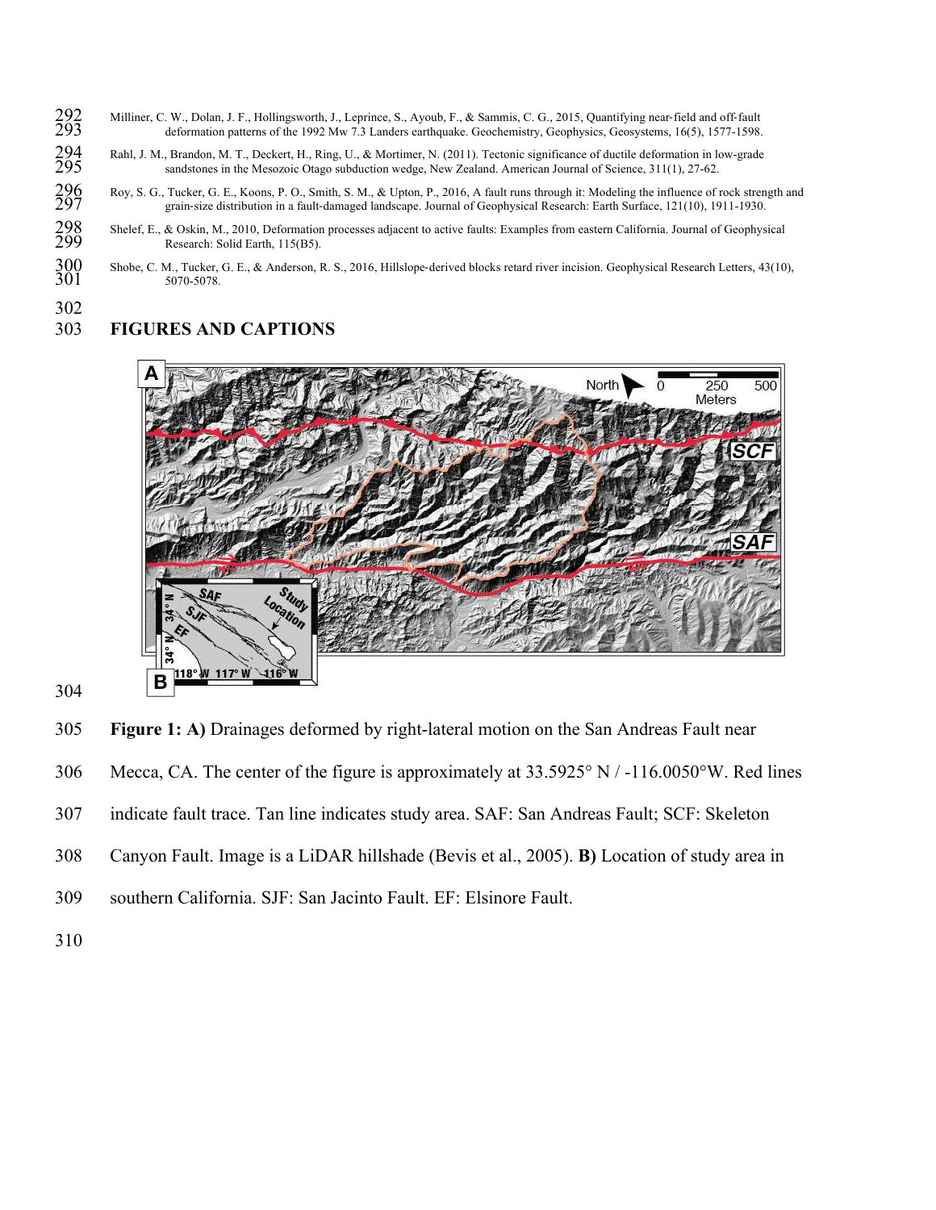Milliner, C. W., Dolan, J. F., Hollingsworth, J., Leprince, S., Ayoub, F., & Sammis, C. G., 2015, Quantifying near-field and off-fault deformation patterns of the 1992 Mw 7.3 Landers earthquake. Geochemistry, Geophysics, Geosystems, 16(5), 1577-1598.

Rahl, J. M., Brandon, M. T., Deckert, H., Ring, U., & Mortimer, N. (2011). Tectonic significance of ductile deformation in low-grade sandstones in the Mesozoic Otago subduction wedge, New Zealand. American Journal of Science, 311(1), 27-62.

Roy, S. G., Tucker, G. E., Koons, P. O., Smith, S. M., & Upton, P., 2016, A fault runs through it: Modeling the influence of rock strength and grain-size distribution in a fault-damaged landscape. Journal of Geophysical Research: Earth Surface, 121(10), 1911-1930.

Shelef, E., & Oskin, M., 2010, Deformation processes adjacent to active faults: Examples from eastern California. Journal of Geophysical Research: Solid Earth, 115(B5).

Shobe, C. M., Tucker, G. E., & Anderson, R. S., 2016, Hillslope-derived blocks retard river incision. Geophysical Research Letters, 43(10), 5070-5078.

## FIGURES AND CAPTIONS

**Figure 1: A)** Drainages deformed by right-lateral motion on the San Andreas Fault near Mecca, CA. The center of the figure is approximately at 33.5925° N / -116.0050°W. Red lines indicate fault trace. Tan line indicates study area. SAF: San Andreas Fault; SCF: Skeleton Canyon Fault. Image is a LiDAR hillshade (Bevis et al., 2005). **B)** Location of study area in southern California. SJF: San Jacinto Fault. EF: Elsinore Fault.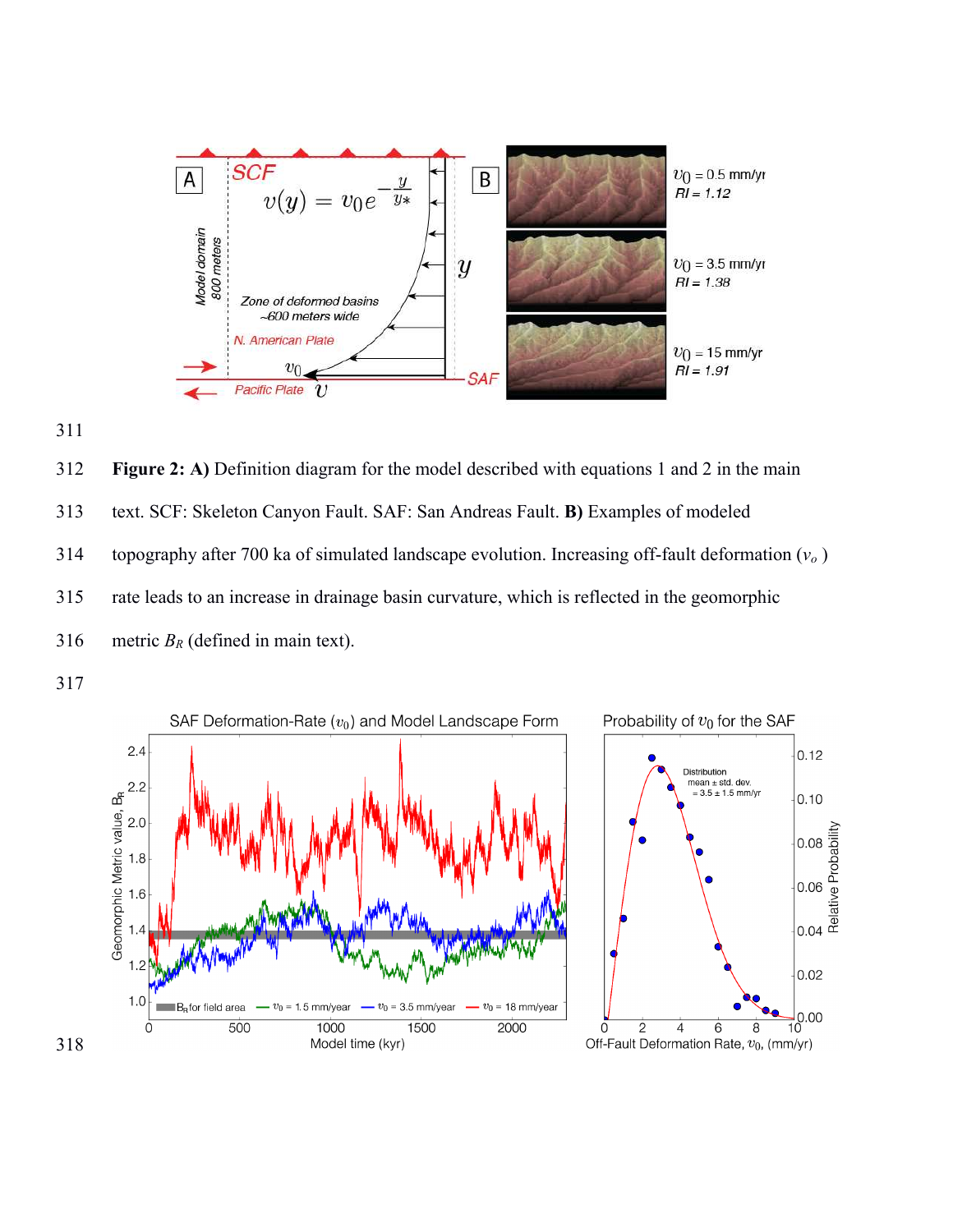**Figure 2: A)** Definition diagram for the model described with equations 1 and 2 in the main text. SCF: Skeleton Canyon Fault. SAF: San Andreas Fault. **B)** Examples of modeled topography after 700 ka of simulated landscape evolution. Increasing off-fault deformation ($v_o$) rate leads to an increase in drainage basin curvature, which is reflected in the geomorphic metric $B_R$ (defined in main text).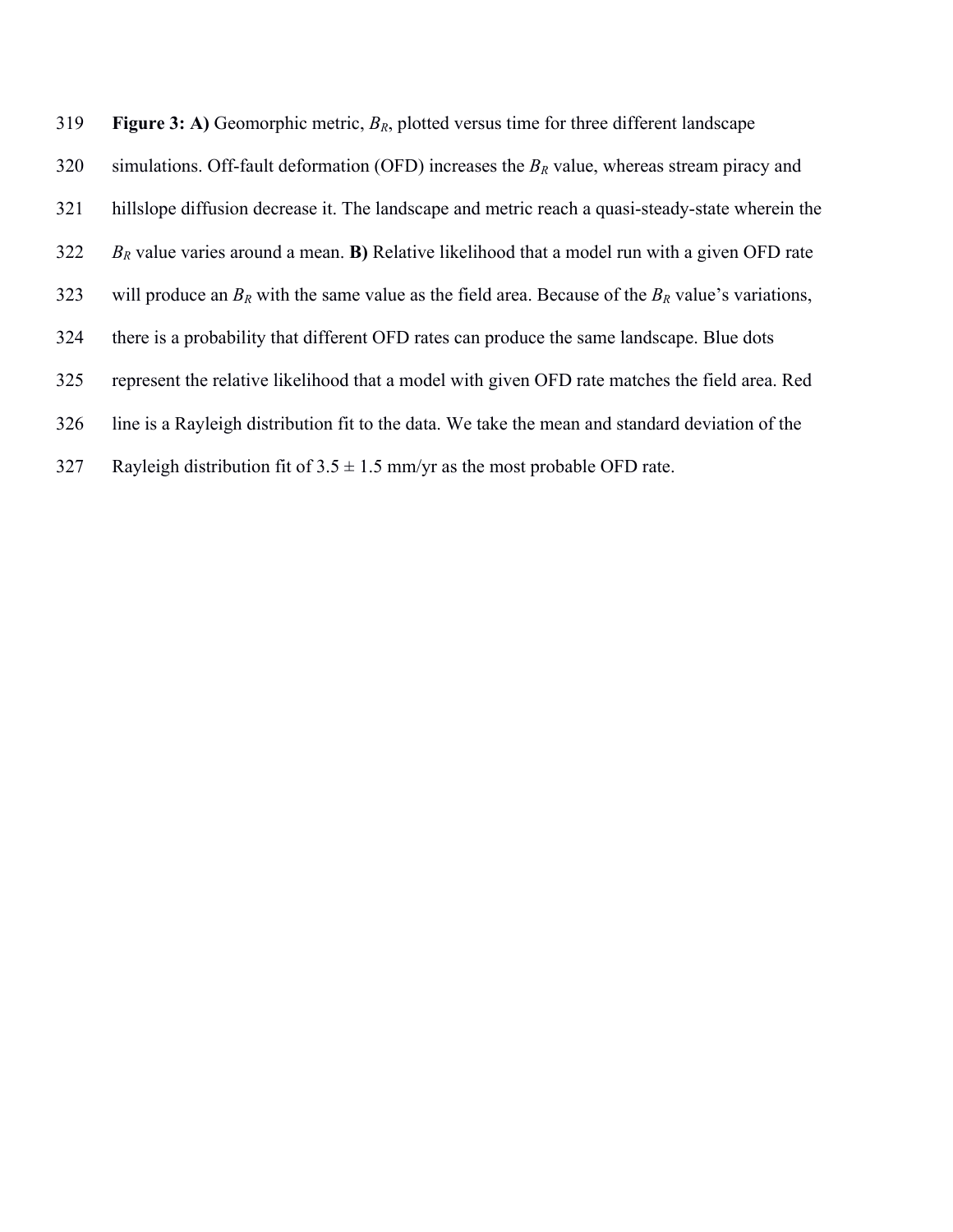**Figure 3: A)** Geomorphic metric, $B_R$, plotted versus time for three different landscape simulations. Off-fault deformation (OFD) increases the $B_R$ value, whereas stream piracy and hillslope diffusion decrease it. The landscape and metric reach a quasi-steady-state wherein the $B_R$ value varies around a mean. **B)** Relative likelihood that a model run with a given OFD rate will produce an $B_R$ with the same value as the field area. Because of the $B_R$ value's variations, there is a probability that different OFD rates can produce the same landscape. Blue dots represent the relative likelihood that a model with given OFD rate matches the field area. Red line is a Rayleigh distribution fit to the data. We take the mean and standard deviation of the Rayleigh distribution fit of $3.5 \pm 1.5$ mm/yr as the most probable OFD rate.